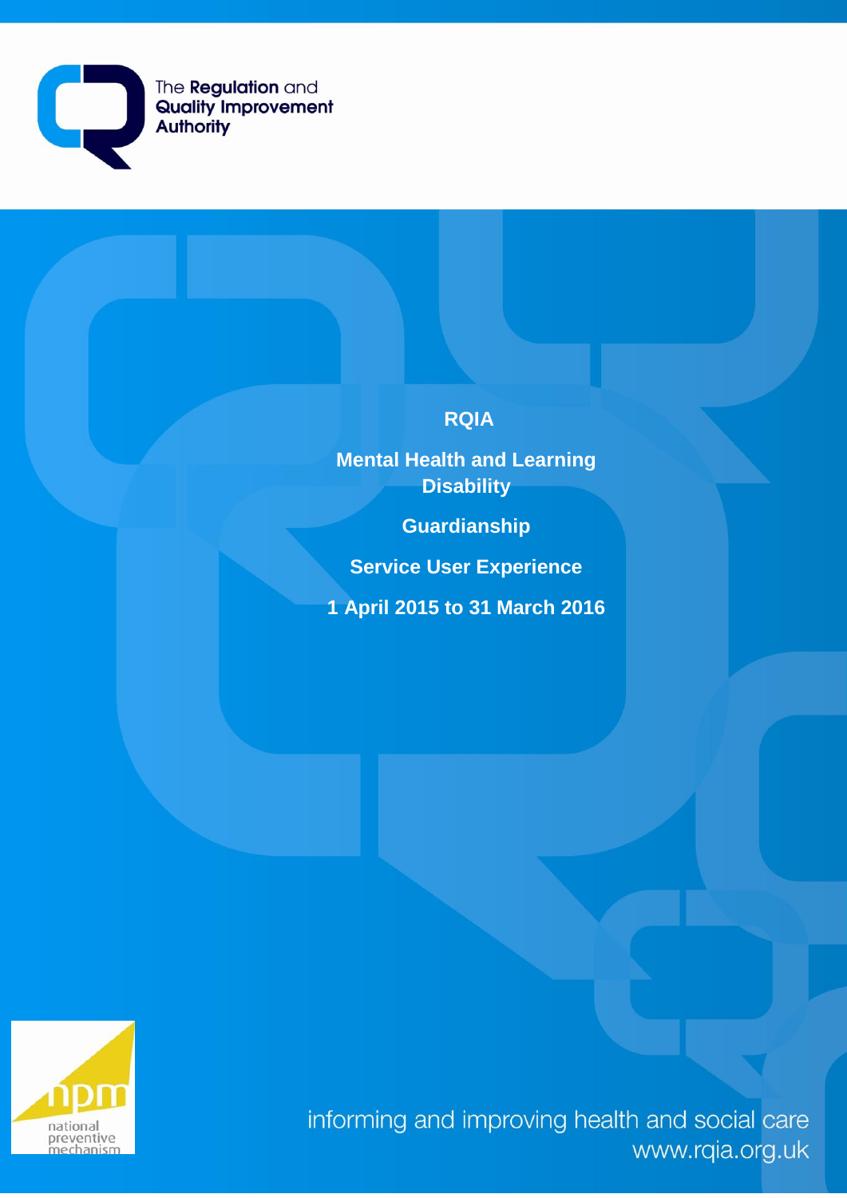The Regulation and Quality Improvement Authority

# RQIA

## Mental Health and Learning Disability

## Guardianship

## Service User Experience

## 1 April 2015 to 31 March 2016

npm national preventive mechanism

informing and improving health and social care
www.rqia.org.uk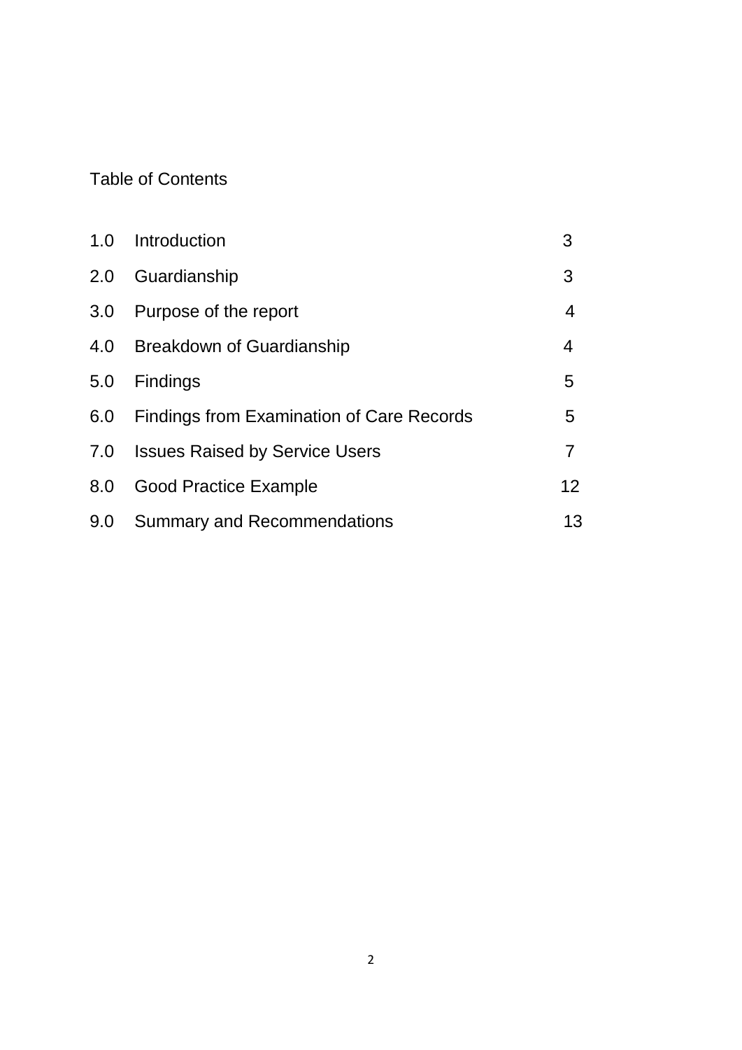Table of Contents

| | | |
|---|---|---|
| 1.0 | Introduction | 3 |
| 2.0 | Guardianship | 3 |
| 3.0 | Purpose of the report | 4 |
| 4.0 | Breakdown of Guardianship | 4 |
| 5.0 | Findings | 5 |
| 6.0 | Findings from Examination of Care Records | 5 |
| 7.0 | Issues Raised by Service Users | 7 |
| 8.0 | Good Practice Example | 12 |
| 9.0 | Summary and Recommendations | 13 |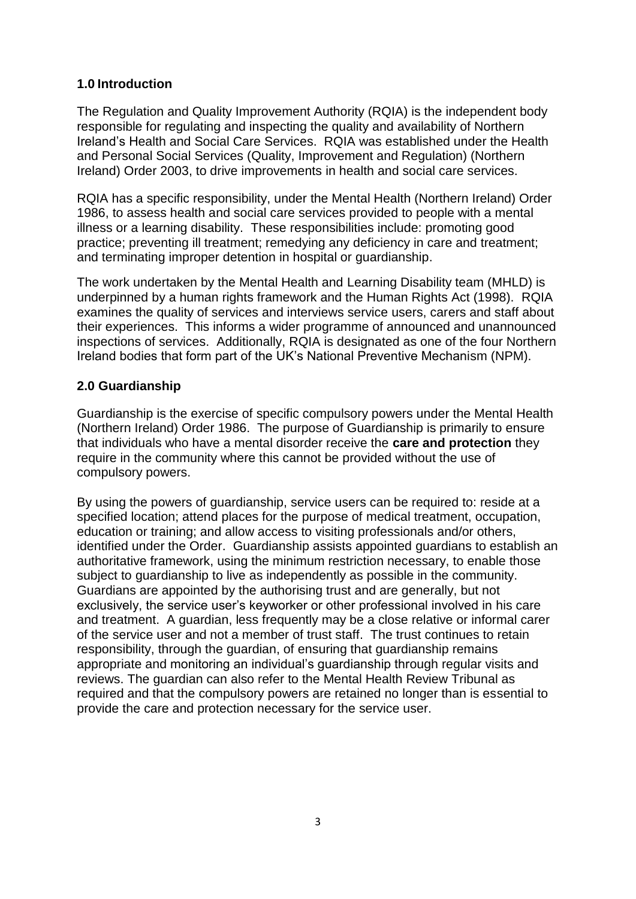## 1.0 Introduction

The Regulation and Quality Improvement Authority (RQIA) is the independent body responsible for regulating and inspecting the quality and availability of Northern Ireland's Health and Social Care Services. RQIA was established under the Health and Personal Social Services (Quality, Improvement and Regulation) (Northern Ireland) Order 2003, to drive improvements in health and social care services.

RQIA has a specific responsibility, under the Mental Health (Northern Ireland) Order 1986, to assess health and social care services provided to people with a mental illness or a learning disability. These responsibilities include: promoting good practice; preventing ill treatment; remedying any deficiency in care and treatment; and terminating improper detention in hospital or guardianship.

The work undertaken by the Mental Health and Learning Disability team (MHLD) is underpinned by a human rights framework and the Human Rights Act (1998). RQIA examines the quality of services and interviews service users, carers and staff about their experiences. This informs a wider programme of announced and unannounced inspections of services. Additionally, RQIA is designated as one of the four Northern Ireland bodies that form part of the UK's National Preventive Mechanism (NPM).

## 2.0 Guardianship

Guardianship is the exercise of specific compulsory powers under the Mental Health (Northern Ireland) Order 1986. The purpose of Guardianship is primarily to ensure that individuals who have a mental disorder receive the **care and protection** they require in the community where this cannot be provided without the use of compulsory powers.

By using the powers of guardianship, service users can be required to: reside at a specified location; attend places for the purpose of medical treatment, occupation, education or training; and allow access to visiting professionals and/or others, identified under the Order. Guardianship assists appointed guardians to establish an authoritative framework, using the minimum restriction necessary, to enable those subject to guardianship to live as independently as possible in the community. Guardians are appointed by the authorising trust and are generally, but not exclusively, the service user's keyworker or other professional involved in his care and treatment. A guardian, less frequently may be a close relative or informal carer of the service user and not a member of trust staff. The trust continues to retain responsibility, through the guardian, of ensuring that guardianship remains appropriate and monitoring an individual's guardianship through regular visits and reviews. The guardian can also refer to the Mental Health Review Tribunal as required and that the compulsory powers are retained no longer than is essential to provide the care and protection necessary for the service user.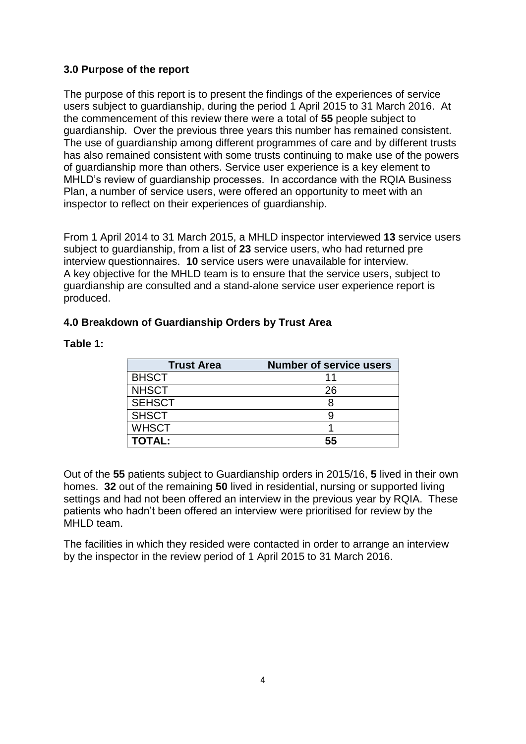## 3.0 Purpose of the report

The purpose of this report is to present the findings of the experiences of service users subject to guardianship, during the period 1 April 2015 to 31 March 2016. At the commencement of this review there were a total of **55** people subject to guardianship. Over the previous three years this number has remained consistent. The use of guardianship among different programmes of care and by different trusts has also remained consistent with some trusts continuing to make use of the powers of guardianship more than others. Service user experience is a key element to MHLD's review of guardianship processes. In accordance with the RQIA Business Plan, a number of service users, were offered an opportunity to meet with an inspector to reflect on their experiences of guardianship.

From 1 April 2014 to 31 March 2015, a MHLD inspector interviewed **13** service users subject to guardianship, from a list of **23** service users, who had returned pre interview questionnaires. **10** service users were unavailable for interview. A key objective for the MHLD team is to ensure that the service users, subject to guardianship are consulted and a stand-alone service user experience report is produced.

## 4.0 Breakdown of Guardianship Orders by Trust Area

**Table 1:**

| Trust Area | Number of service users |
|---|---|
| BHSCT | 11 |
| NHSCT | 26 |
| SEHSCT | 8 |
| SHSCT | 9 |
| WHSCT | 1 |
| **TOTAL:** | **55** |

Out of the **55** patients subject to Guardianship orders in 2015/16, **5** lived in their own homes. **32** out of the remaining **50** lived in residential, nursing or supported living settings and had not been offered an interview in the previous year by RQIA. These patients who hadn't been offered an interview were prioritised for review by the MHLD team.

The facilities in which they resided were contacted in order to arrange an interview by the inspector in the review period of 1 April 2015 to 31 March 2016.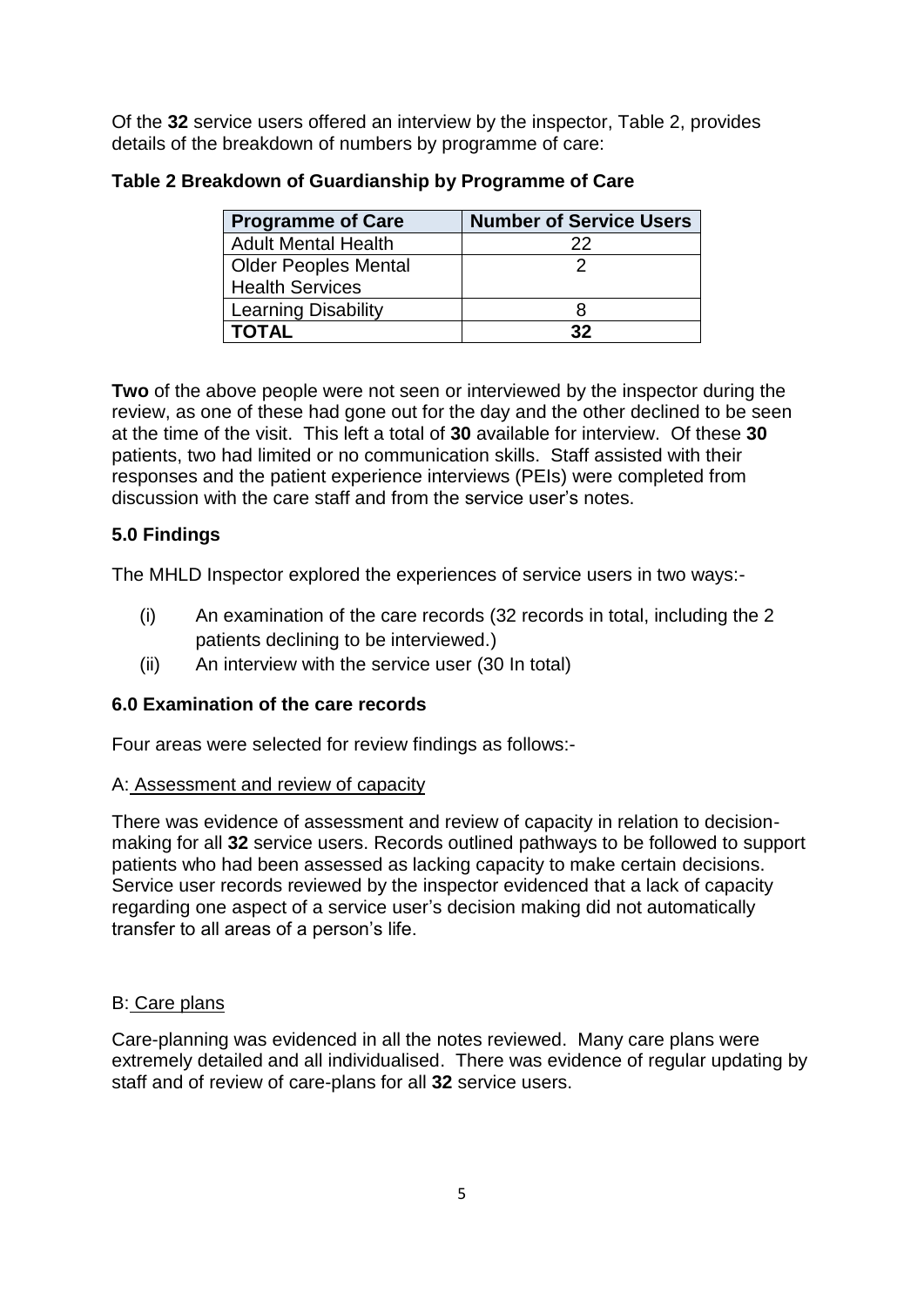Of the **32** service users offered an interview by the inspector, Table 2, provides details of the breakdown of numbers by programme of care:

**Table 2 Breakdown of Guardianship by Programme of Care**

| Programme of Care | Number of Service Users |
|---|---|
| Adult Mental Health | 22 |
| Older Peoples Mental Health Services | 2 |
| Learning Disability | 8 |
| **TOTAL** | **32** |

**Two** of the above people were not seen or interviewed by the inspector during the review, as one of these had gone out for the day and the other declined to be seen at the time of the visit. This left a total of **30** available for interview. Of these **30** patients, two had limited or no communication skills. Staff assisted with their responses and the patient experience interviews (PEIs) were completed from discussion with the care staff and from the service user's notes.

## 5.0 Findings

The MHLD Inspector explored the experiences of service users in two ways:-

(i) An examination of the care records (32 records in total, including the 2 patients declining to be interviewed.)

(ii) An interview with the service user (30 In total)

## 6.0 Examination of the care records

Four areas were selected for review findings as follows:-

A: Assessment and review of capacity

There was evidence of assessment and review of capacity in relation to decision-making for all **32** service users. Records outlined pathways to be followed to support patients who had been assessed as lacking capacity to make certain decisions. Service user records reviewed by the inspector evidenced that a lack of capacity regarding one aspect of a service user's decision making did not automatically transfer to all areas of a person's life.

B: Care plans

Care-planning was evidenced in all the notes reviewed. Many care plans were extremely detailed and all individualised. There was evidence of regular updating by staff and of review of care-plans for all **32** service users.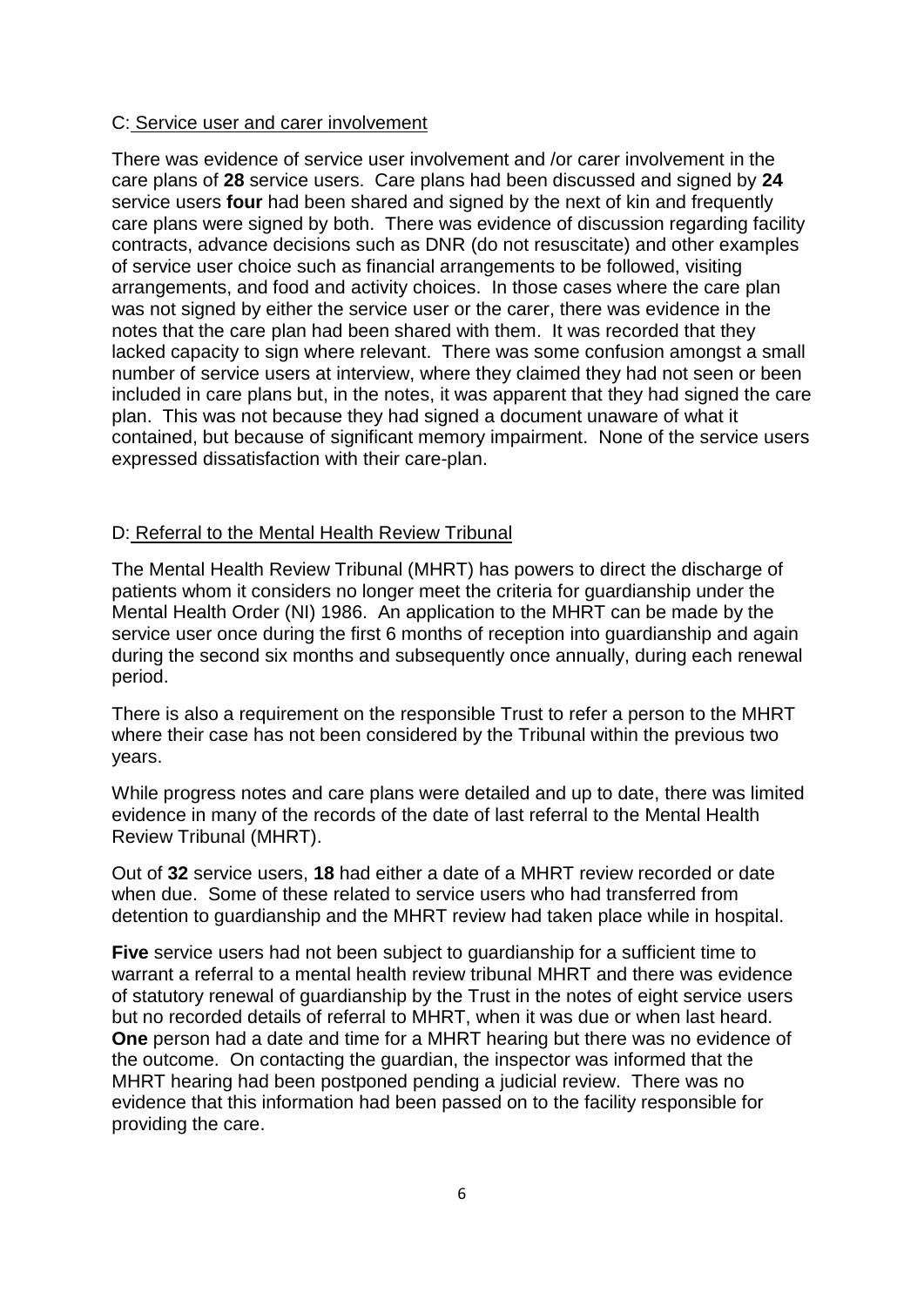## C: Service user and carer involvement

There was evidence of service user involvement and /or carer involvement in the care plans of **28** service users. Care plans had been discussed and signed by **24** service users **four** had been shared and signed by the next of kin and frequently care plans were signed by both. There was evidence of discussion regarding facility contracts, advance decisions such as DNR (do not resuscitate) and other examples of service user choice such as financial arrangements to be followed, visiting arrangements, and food and activity choices. In those cases where the care plan was not signed by either the service user or the carer, there was evidence in the notes that the care plan had been shared with them. It was recorded that they lacked capacity to sign where relevant. There was some confusion amongst a small number of service users at interview, where they claimed they had not seen or been included in care plans but, in the notes, it was apparent that they had signed the care plan. This was not because they had signed a document unaware of what it contained, but because of significant memory impairment. None of the service users expressed dissatisfaction with their care-plan.

## D: Referral to the Mental Health Review Tribunal

The Mental Health Review Tribunal (MHRT) has powers to direct the discharge of patients whom it considers no longer meet the criteria for guardianship under the Mental Health Order (NI) 1986. An application to the MHRT can be made by the service user once during the first 6 months of reception into guardianship and again during the second six months and subsequently once annually, during each renewal period.

There is also a requirement on the responsible Trust to refer a person to the MHRT where their case has not been considered by the Tribunal within the previous two years.

While progress notes and care plans were detailed and up to date, there was limited evidence in many of the records of the date of last referral to the Mental Health Review Tribunal (MHRT).

Out of **32** service users, **18** had either a date of a MHRT review recorded or date when due. Some of these related to service users who had transferred from detention to guardianship and the MHRT review had taken place while in hospital.

**Five** service users had not been subject to guardianship for a sufficient time to warrant a referral to a mental health review tribunal MHRT and there was evidence of statutory renewal of guardianship by the Trust in the notes of eight service users but no recorded details of referral to MHRT, when it was due or when last heard. **One** person had a date and time for a MHRT hearing but there was no evidence of the outcome. On contacting the guardian, the inspector was informed that the MHRT hearing had been postponed pending a judicial review. There was no evidence that this information had been passed on to the facility responsible for providing the care.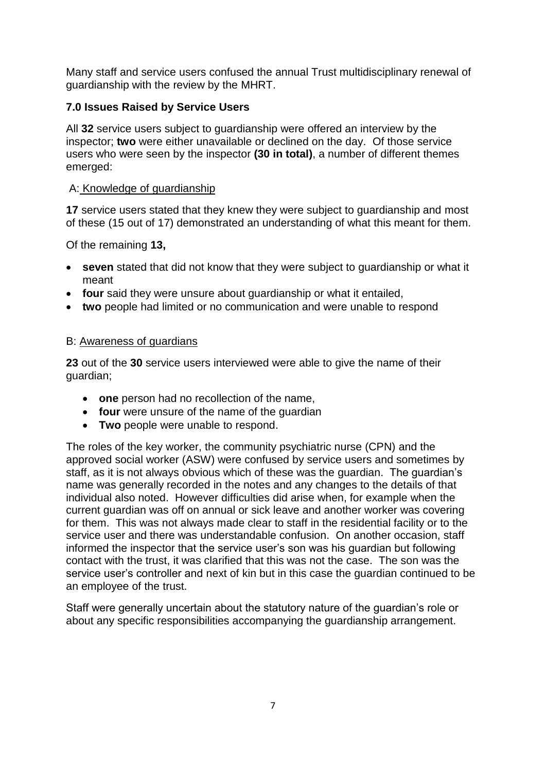Many staff and service users confused the annual Trust multidisciplinary renewal of guardianship with the review by the MHRT.

## 7.0 Issues Raised by Service Users

All **32** service users subject to guardianship were offered an interview by the inspector; **two** were either unavailable or declined on the day. Of those service users who were seen by the inspector **(30 in total)**, a number of different themes emerged:

A: Knowledge of guardianship

**17** service users stated that they knew they were subject to guardianship and most of these (15 out of 17) demonstrated an understanding of what this meant for them.

Of the remaining **13,**

- **seven** stated that did not know that they were subject to guardianship or what it meant
- **four** said they were unsure about guardianship or what it entailed,
- **two** people had limited or no communication and were unable to respond

B: Awareness of guardians

**23** out of the **30** service users interviewed were able to give the name of their guardian;

- **one** person had no recollection of the name,
- **four** were unsure of the name of the guardian
- **Two** people were unable to respond.

The roles of the key worker, the community psychiatric nurse (CPN) and the approved social worker (ASW) were confused by service users and sometimes by staff, as it is not always obvious which of these was the guardian. The guardian's name was generally recorded in the notes and any changes to the details of that individual also noted. However difficulties did arise when, for example when the current guardian was off on annual or sick leave and another worker was covering for them. This was not always made clear to staff in the residential facility or to the service user and there was understandable confusion. On another occasion, staff informed the inspector that the service user's son was his guardian but following contact with the trust, it was clarified that this was not the case. The son was the service user's controller and next of kin but in this case the guardian continued to be an employee of the trust.

Staff were generally uncertain about the statutory nature of the guardian's role or about any specific responsibilities accompanying the guardianship arrangement.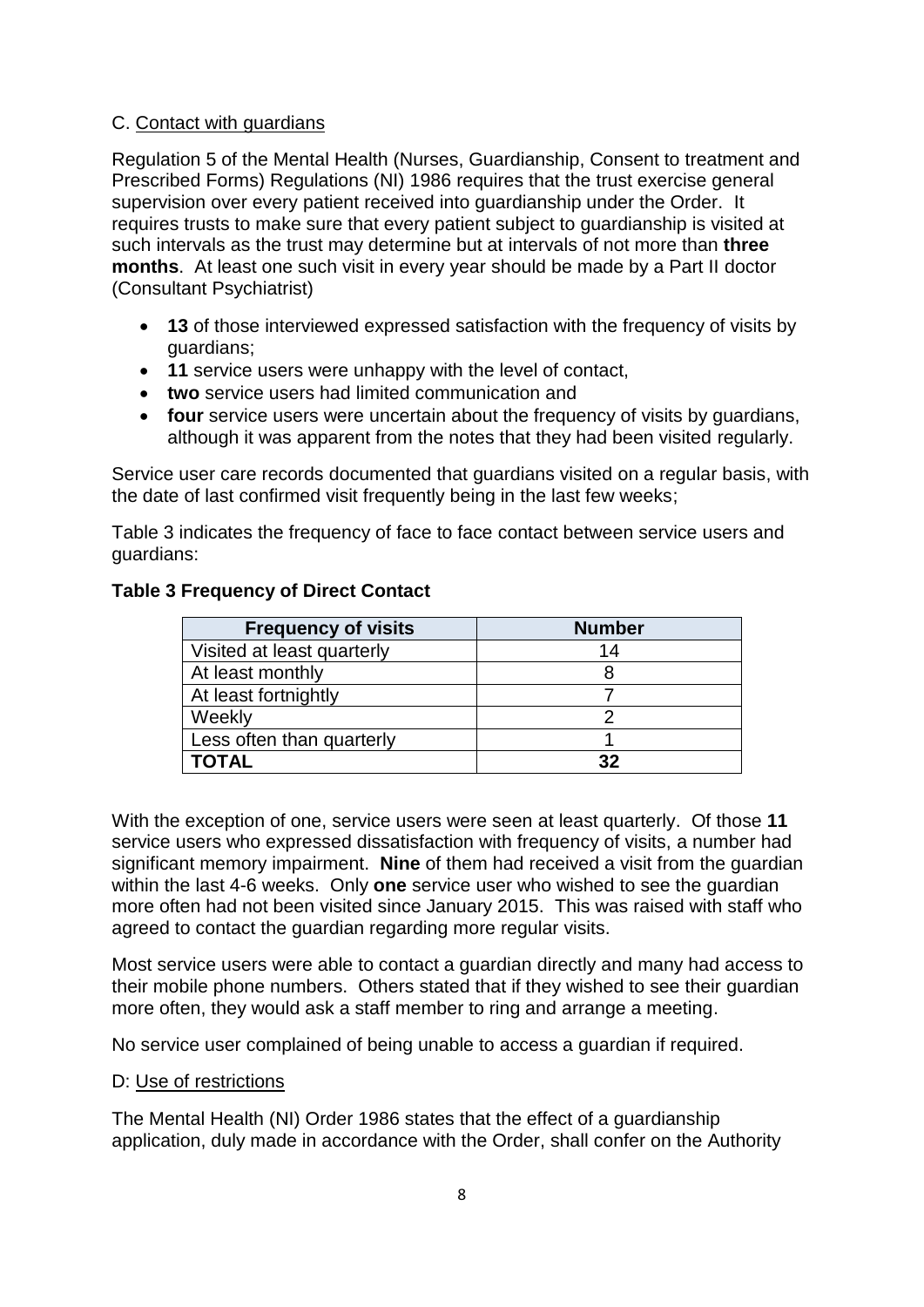C. <u>Contact with guardians</u>

Regulation 5 of the Mental Health (Nurses, Guardianship, Consent to treatment and Prescribed Forms) Regulations (NI) 1986 requires that the trust exercise general supervision over every patient received into guardianship under the Order. It requires trusts to make sure that every patient subject to guardianship is visited at such intervals as the trust may determine but at intervals of not more than **three months**. At least one such visit in every year should be made by a Part II doctor (Consultant Psychiatrist)

- **13** of those interviewed expressed satisfaction with the frequency of visits by guardians;
- **11** service users were unhappy with the level of contact,
- **two** service users had limited communication and
- **four** service users were uncertain about the frequency of visits by guardians, although it was apparent from the notes that they had been visited regularly.

Service user care records documented that guardians visited on a regular basis, with the date of last confirmed visit frequently being in the last few weeks;

Table 3 indicates the frequency of face to face contact between service users and guardians:

**Table 3 Frequency of Direct Contact**

| Frequency of visits | Number |
|---|---|
| Visited at least quarterly | 14 |
| At least monthly | 8 |
| At least fortnightly | 7 |
| Weekly | 2 |
| Less often than quarterly | 1 |
| **TOTAL** | **32** |

With the exception of one, service users were seen at least quarterly. Of those **11** service users who expressed dissatisfaction with frequency of visits, a number had significant memory impairment. **Nine** of them had received a visit from the guardian within the last 4-6 weeks. Only **one** service user who wished to see the guardian more often had not been visited since January 2015. This was raised with staff who agreed to contact the guardian regarding more regular visits.

Most service users were able to contact a guardian directly and many had access to their mobile phone numbers. Others stated that if they wished to see their guardian more often, they would ask a staff member to ring and arrange a meeting.

No service user complained of being unable to access a guardian if required.

D: <u>Use of restrictions</u>

The Mental Health (NI) Order 1986 states that the effect of a guardianship application, duly made in accordance with the Order, shall confer on the Authority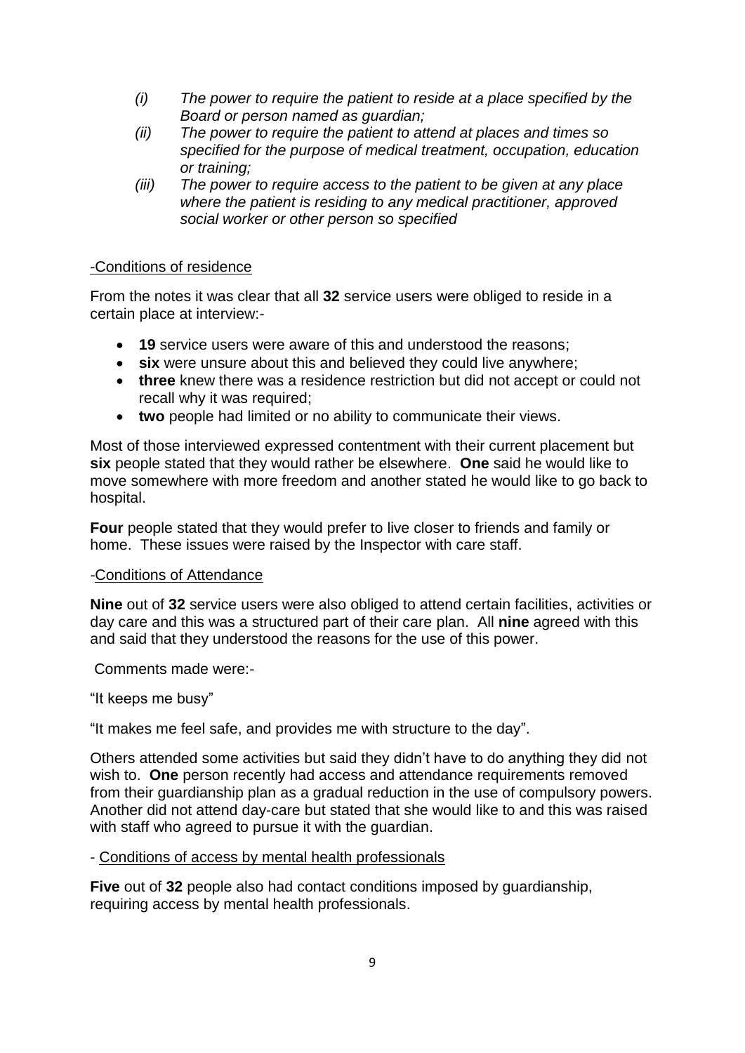*(i) The power to require the patient to reside at a place specified by the Board or person named as guardian;*
*(ii) The power to require the patient to attend at places and times so specified for the purpose of medical treatment, occupation, education or training;*
*(iii) The power to require access to the patient to be given at any place where the patient is residing to any medical practitioner, approved social worker or other person so specified*

-Conditions of residence

From the notes it was clear that all **32** service users were obliged to reside in a certain place at interview:-

- **19** service users were aware of this and understood the reasons;
- **six** were unsure about this and believed they could live anywhere;
- **three** knew there was a residence restriction but did not accept or could not recall why it was required;
- **two** people had limited or no ability to communicate their views.

Most of those interviewed expressed contentment with their current placement but **six** people stated that they would rather be elsewhere. **One** said he would like to move somewhere with more freedom and another stated he would like to go back to hospital.

**Four** people stated that they would prefer to live closer to friends and family or home. These issues were raised by the Inspector with care staff.

-Conditions of Attendance

**Nine** out of **32** service users were also obliged to attend certain facilities, activities or day care and this was a structured part of their care plan. All **nine** agreed with this and said that they understood the reasons for the use of this power.

Comments made were:-

"It keeps me busy"

"It makes me feel safe, and provides me with structure to the day".

Others attended some activities but said they didn't have to do anything they did not wish to. **One** person recently had access and attendance requirements removed from their guardianship plan as a gradual reduction in the use of compulsory powers. Another did not attend day-care but stated that she would like to and this was raised with staff who agreed to pursue it with the guardian.

- Conditions of access by mental health professionals

**Five** out of **32** people also had contact conditions imposed by guardianship, requiring access by mental health professionals.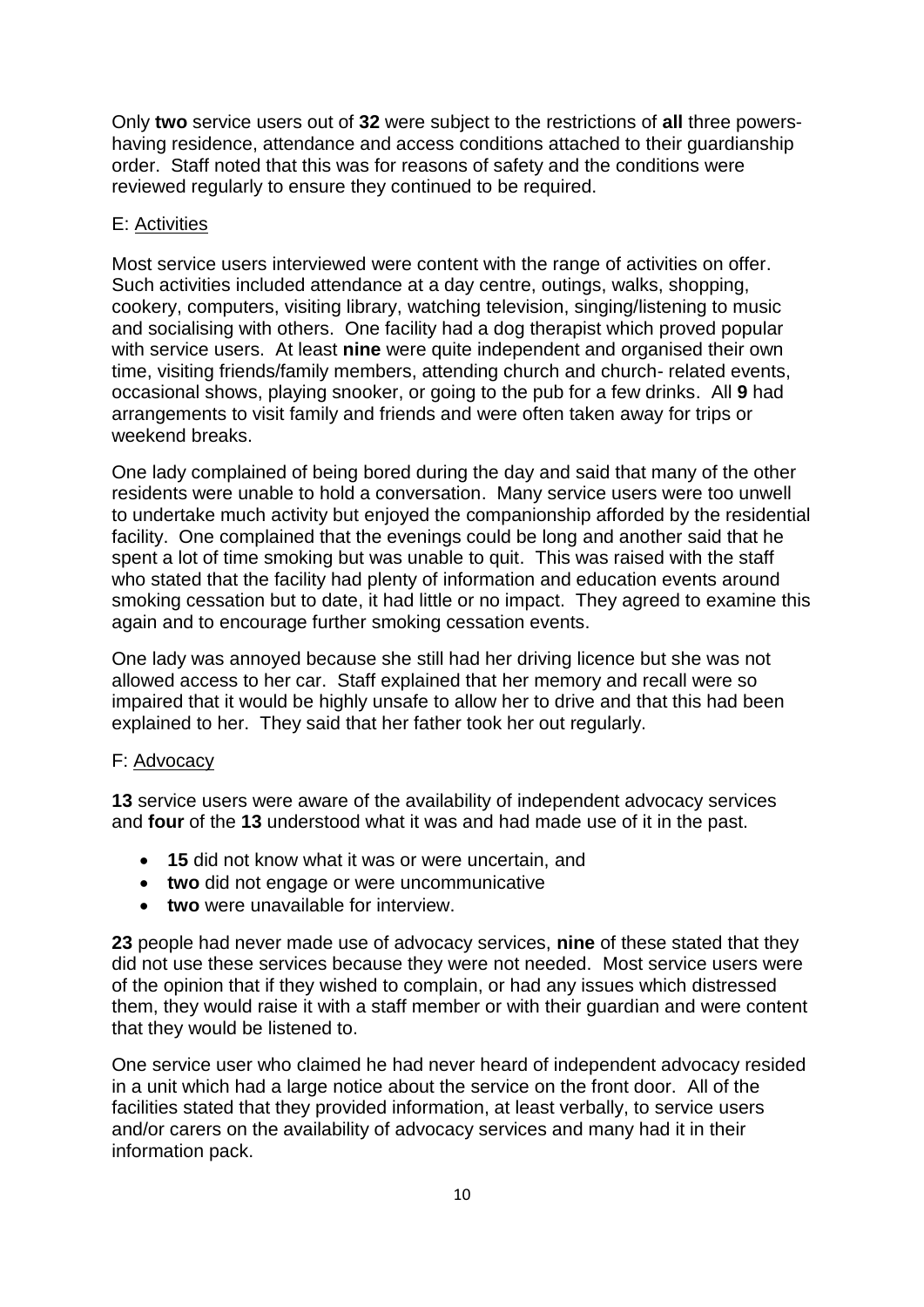Only **two** service users out of **32** were subject to the restrictions of **all** three powers- having residence, attendance and access conditions attached to their guardianship order. Staff noted that this was for reasons of safety and the conditions were reviewed regularly to ensure they continued to be required.

E: Activities

Most service users interviewed were content with the range of activities on offer. Such activities included attendance at a day centre, outings, walks, shopping, cookery, computers, visiting library, watching television, singing/listening to music and socialising with others. One facility had a dog therapist which proved popular with service users. At least **nine** were quite independent and organised their own time, visiting friends/family members, attending church and church- related events, occasional shows, playing snooker, or going to the pub for a few drinks. All **9** had arrangements to visit family and friends and were often taken away for trips or weekend breaks.

One lady complained of being bored during the day and said that many of the other residents were unable to hold a conversation. Many service users were too unwell to undertake much activity but enjoyed the companionship afforded by the residential facility. One complained that the evenings could be long and another said that he spent a lot of time smoking but was unable to quit. This was raised with the staff who stated that the facility had plenty of information and education events around smoking cessation but to date, it had little or no impact. They agreed to examine this again and to encourage further smoking cessation events.

One lady was annoyed because she still had her driving licence but she was not allowed access to her car. Staff explained that her memory and recall were so impaired that it would be highly unsafe to allow her to drive and that this had been explained to her. They said that her father took her out regularly.

F: Advocacy

**13** service users were aware of the availability of independent advocacy services and **four** of the **13** understood what it was and had made use of it in the past.

- **15** did not know what it was or were uncertain, and
- **two** did not engage or were uncommunicative
- **two** were unavailable for interview.

**23** people had never made use of advocacy services, **nine** of these stated that they did not use these services because they were not needed. Most service users were of the opinion that if they wished to complain, or had any issues which distressed them, they would raise it with a staff member or with their guardian and were content that they would be listened to.

One service user who claimed he had never heard of independent advocacy resided in a unit which had a large notice about the service on the front door. All of the facilities stated that they provided information, at least verbally, to service users and/or carers on the availability of advocacy services and many had it in their information pack.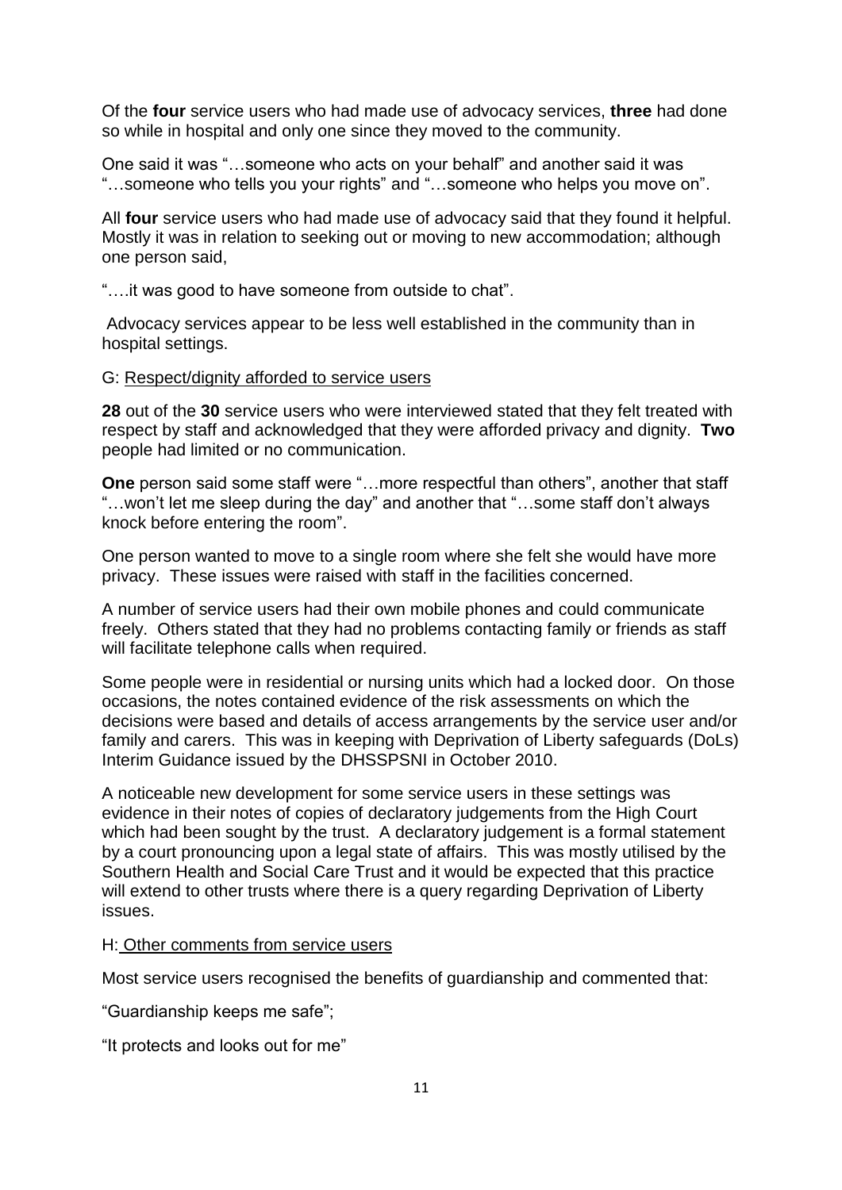Of the **four** service users who had made use of advocacy services, **three** had done so while in hospital and only one since they moved to the community.

One said it was "…someone who acts on your behalf" and another said it was "…someone who tells you your rights" and "…someone who helps you move on".

All **four** service users who had made use of advocacy said that they found it helpful. Mostly it was in relation to seeking out or moving to new accommodation; although one person said,

"….it was good to have someone from outside to chat".

Advocacy services appear to be less well established in the community than in hospital settings.

G: Respect/dignity afforded to service users

**28** out of the **30** service users who were interviewed stated that they felt treated with respect by staff and acknowledged that they were afforded privacy and dignity. **Two** people had limited or no communication.

**One** person said some staff were "…more respectful than others", another that staff "…won't let me sleep during the day" and another that "…some staff don't always knock before entering the room".

One person wanted to move to a single room where she felt she would have more privacy. These issues were raised with staff in the facilities concerned.

A number of service users had their own mobile phones and could communicate freely. Others stated that they had no problems contacting family or friends as staff will facilitate telephone calls when required.

Some people were in residential or nursing units which had a locked door. On those occasions, the notes contained evidence of the risk assessments on which the decisions were based and details of access arrangements by the service user and/or family and carers. This was in keeping with Deprivation of Liberty safeguards (DoLs) Interim Guidance issued by the DHSSPSNI in October 2010.

A noticeable new development for some service users in these settings was evidence in their notes of copies of declaratory judgements from the High Court which had been sought by the trust. A declaratory judgement is a formal statement by a court pronouncing upon a legal state of affairs. This was mostly utilised by the Southern Health and Social Care Trust and it would be expected that this practice will extend to other trusts where there is a query regarding Deprivation of Liberty issues.

H: Other comments from service users

Most service users recognised the benefits of guardianship and commented that:

"Guardianship keeps me safe";

"It protects and looks out for me"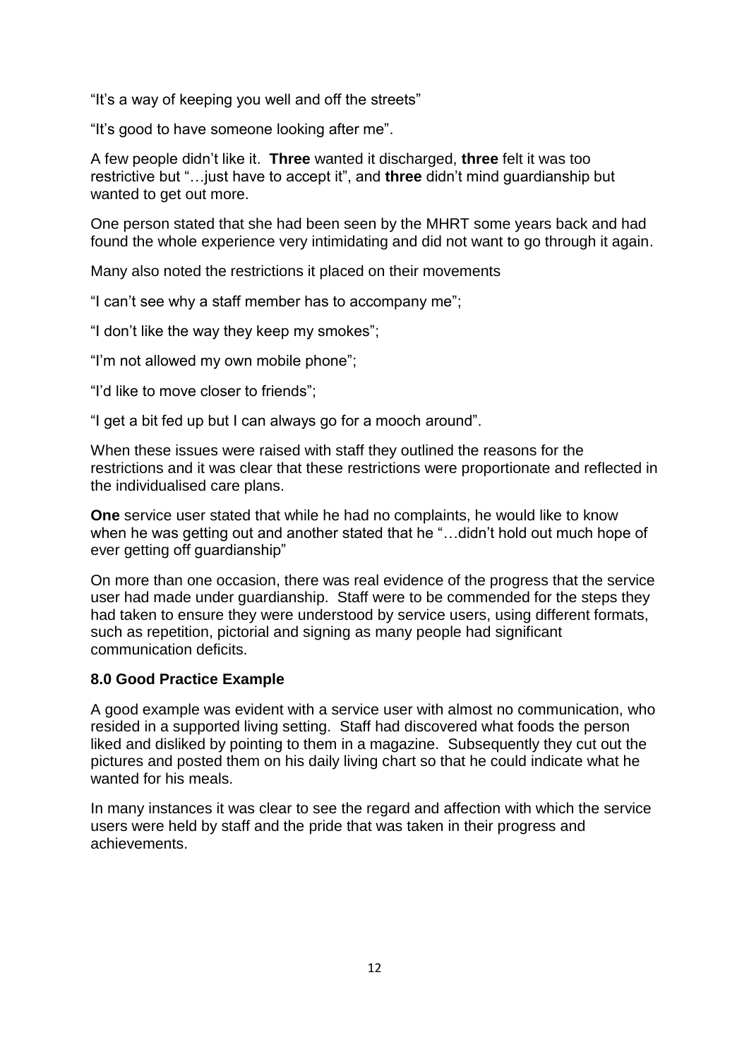"It's a way of keeping you well and off the streets"

"It's good to have someone looking after me".

A few people didn't like it. **Three** wanted it discharged, **three** felt it was too restrictive but "…just have to accept it", and **three** didn't mind guardianship but wanted to get out more.

One person stated that she had been seen by the MHRT some years back and had found the whole experience very intimidating and did not want to go through it again.

Many also noted the restrictions it placed on their movements

"I can't see why a staff member has to accompany me";

"I don't like the way they keep my smokes";

"I'm not allowed my own mobile phone";

"I'd like to move closer to friends";

"I get a bit fed up but I can always go for a mooch around".

When these issues were raised with staff they outlined the reasons for the restrictions and it was clear that these restrictions were proportionate and reflected in the individualised care plans.

**One** service user stated that while he had no complaints, he would like to know when he was getting out and another stated that he "…didn't hold out much hope of ever getting off guardianship"

On more than one occasion, there was real evidence of the progress that the service user had made under guardianship. Staff were to be commended for the steps they had taken to ensure they were understood by service users, using different formats, such as repetition, pictorial and signing as many people had significant communication deficits.

## 8.0 Good Practice Example

A good example was evident with a service user with almost no communication, who resided in a supported living setting. Staff had discovered what foods the person liked and disliked by pointing to them in a magazine. Subsequently they cut out the pictures and posted them on his daily living chart so that he could indicate what he wanted for his meals.

In many instances it was clear to see the regard and affection with which the service users were held by staff and the pride that was taken in their progress and achievements.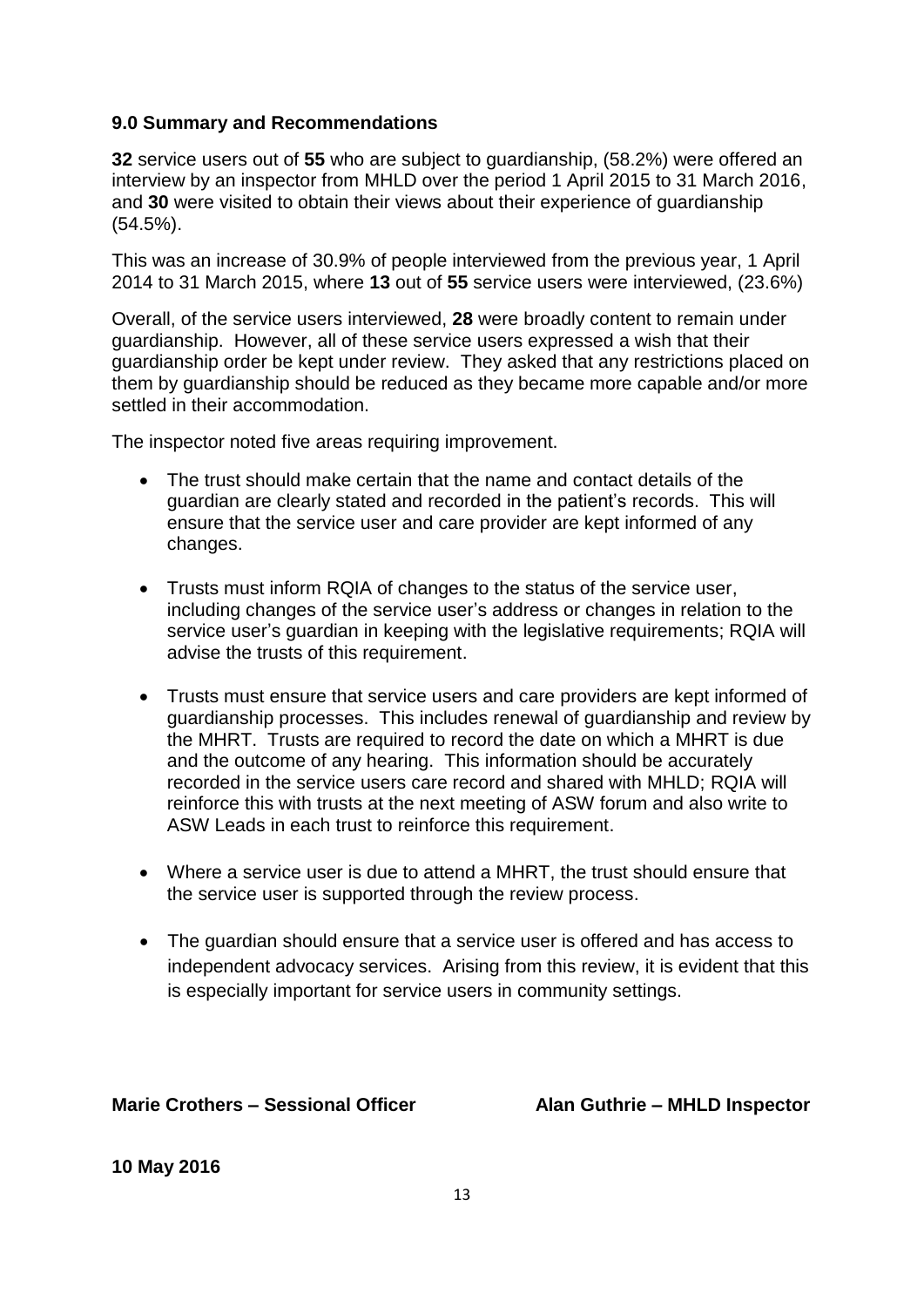### 9.0 Summary and Recommendations

**32** service users out of **55** who are subject to guardianship, (58.2%) were offered an interview by an inspector from MHLD over the period 1 April 2015 to 31 March 2016, and **30** were visited to obtain their views about their experience of guardianship (54.5%).

This was an increase of 30.9% of people interviewed from the previous year, 1 April 2014 to 31 March 2015, where **13** out of **55** service users were interviewed, (23.6%)

Overall, of the service users interviewed, **28** were broadly content to remain under guardianship. However, all of these service users expressed a wish that their guardianship order be kept under review. They asked that any restrictions placed on them by guardianship should be reduced as they became more capable and/or more settled in their accommodation.

The inspector noted five areas requiring improvement.

- The trust should make certain that the name and contact details of the guardian are clearly stated and recorded in the patient's records. This will ensure that the service user and care provider are kept informed of any changes.
- Trusts must inform RQIA of changes to the status of the service user, including changes of the service user's address or changes in relation to the service user's guardian in keeping with the legislative requirements; RQIA will advise the trusts of this requirement.
- Trusts must ensure that service users and care providers are kept informed of guardianship processes. This includes renewal of guardianship and review by the MHRT. Trusts are required to record the date on which a MHRT is due and the outcome of any hearing. This information should be accurately recorded in the service users care record and shared with MHLD; RQIA will reinforce this with trusts at the next meeting of ASW forum and also write to ASW Leads in each trust to reinforce this requirement.
- Where a service user is due to attend a MHRT, the trust should ensure that the service user is supported through the review process.
- The guardian should ensure that a service user is offered and has access to independent advocacy services. Arising from this review, it is evident that this is especially important for service users in community settings.

**Marie Crothers – Sessional Officer** **Alan Guthrie – MHLD Inspector**

**10 May 2016**